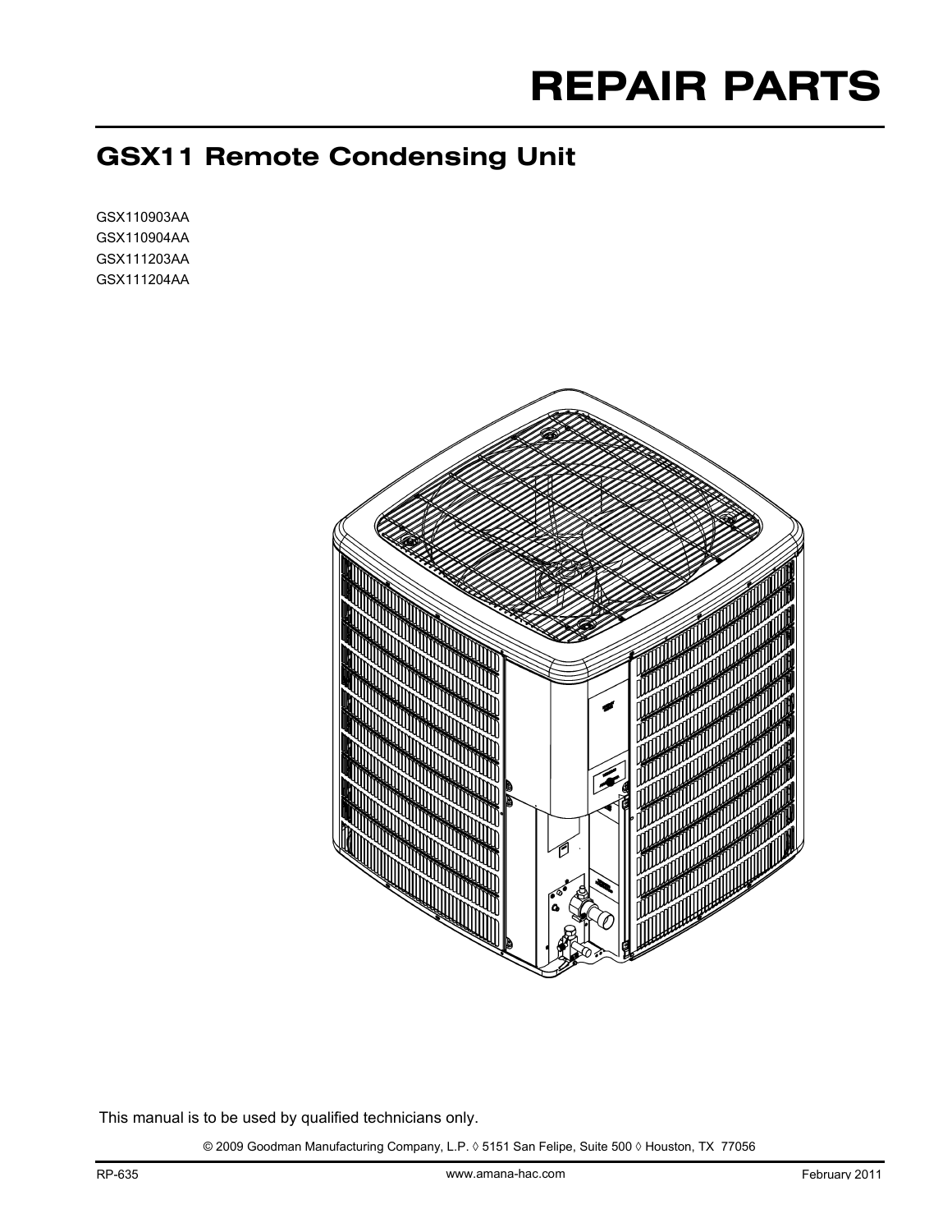# REPAIR PARTS

## GSX11 Remote Condensing Unit

GSX110903AA
GSX110904AA
GSX111203AA
GSX111204AA

This manual is to be used by qualified technicians only.

© 2009 Goodman Manufacturing Company, L.P. ◊ 5151 San Felipe, Suite 500 ◊ Houston, TX 77056

RP-635

www.amana-hac.com

February 2011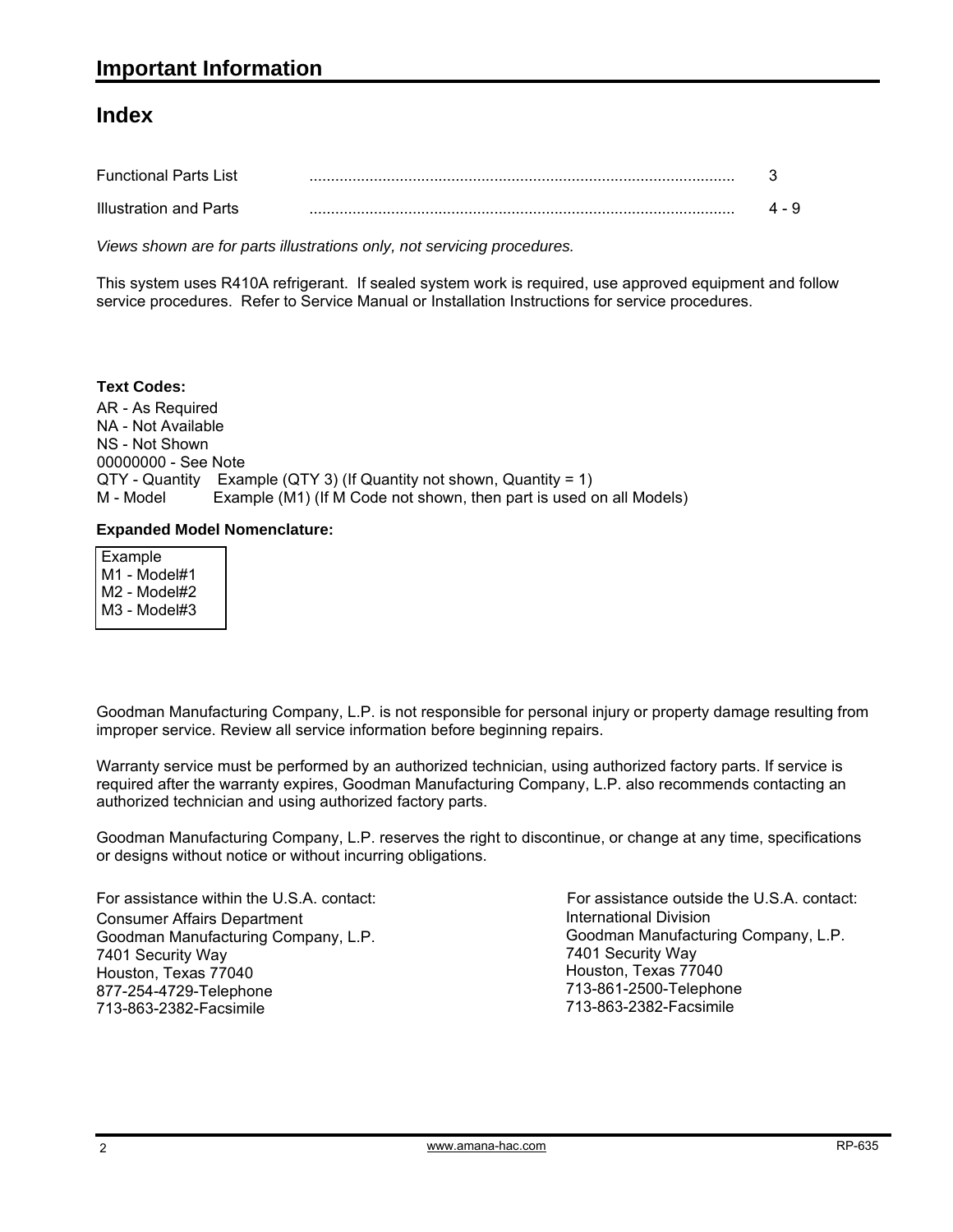# Important Information

## Index

| | |
|---|---|
| Functional Parts List | 3 |
| Illustration and Parts | 4 - 9 |

*Views shown are for parts illustrations only, not servicing procedures.*

This system uses R410A refrigerant. If sealed system work is required, use approved equipment and follow service procedures. Refer to Service Manual or Installation Instructions for service procedures.

**Text Codes:**

AR - As Required
NA - Not Available
NS - Not Shown
00000000 - See Note
QTY - Quantity Example (QTY 3) (If Quantity not shown, Quantity = 1)
M - Model Example (M1) (If M Code not shown, then part is used on all Models)

**Expanded Model Nomenclature:**

Example
M1 - Model#1
M2 - Model#2
M3 - Model#3

Goodman Manufacturing Company, L.P. is not responsible for personal injury or property damage resulting from improper service. Review all service information before beginning repairs.

Warranty service must be performed by an authorized technician, using authorized factory parts. If service is required after the warranty expires, Goodman Manufacturing Company, L.P. also recommends contacting an authorized technician and using authorized factory parts.

Goodman Manufacturing Company, L.P. reserves the right to discontinue, or change at any time, specifications or designs without notice or without incurring obligations.

For assistance within the U.S.A. contact:
Consumer Affairs Department
Goodman Manufacturing Company, L.P.
7401 Security Way
Houston, Texas 77040
877-254-4729-Telephone
713-863-2382-Facsimile

For assistance outside the U.S.A. contact:
International Division
Goodman Manufacturing Company, L.P.
7401 Security Way
Houston, Texas 77040
713-861-2500-Telephone
713-863-2382-Facsimile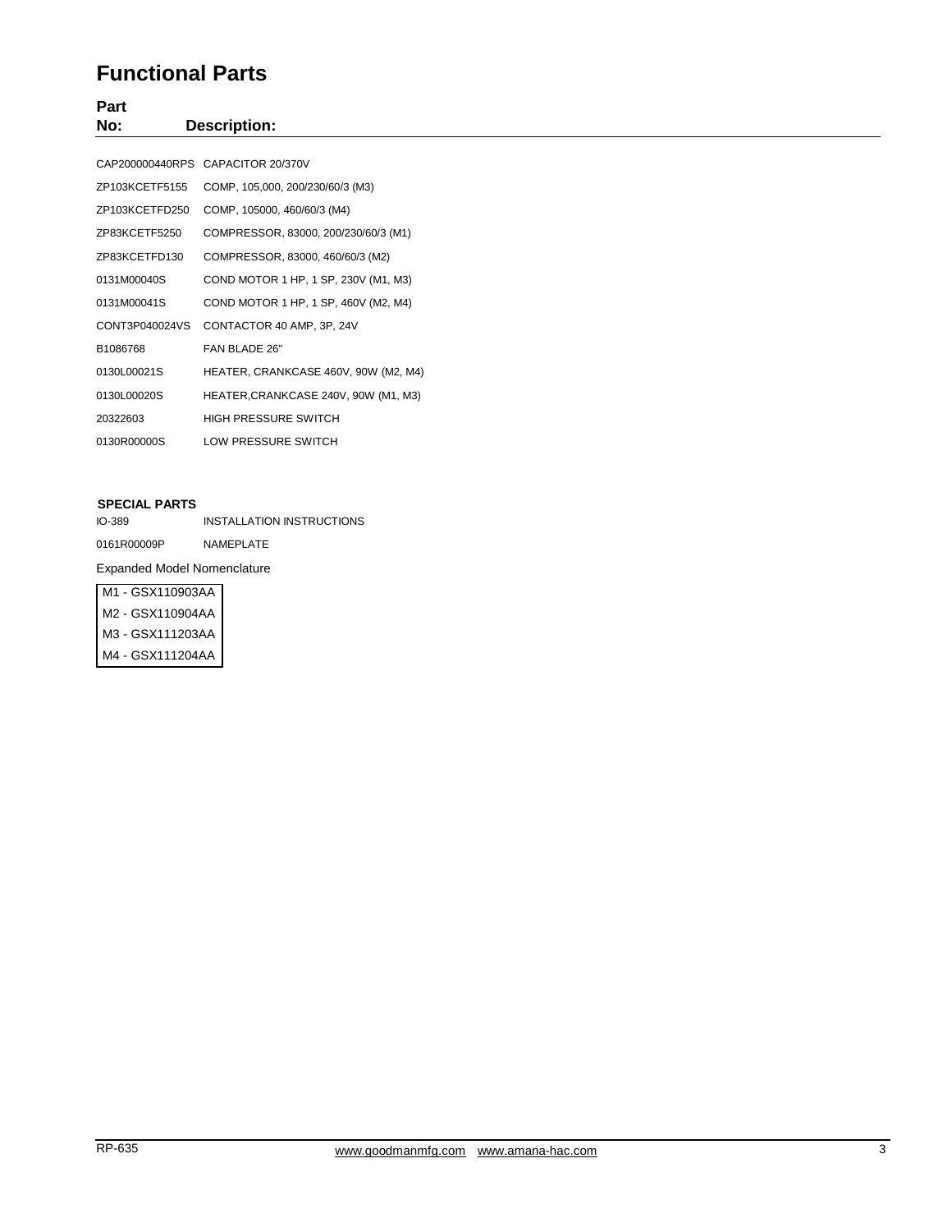# Functional Parts

| Part No: | Description: |
|---|---|
| CAP200000440RPS | CAPACITOR 20/370V |
| ZP103KCETF5155 | COMP, 105,000, 200/230/60/3 (M3) |
| ZP103KCETFD250 | COMP, 105000, 460/60/3 (M4) |
| ZP83KCETF5250 | COMPRESSOR, 83000, 200/230/60/3 (M1) |
| ZP83KCETFD130 | COMPRESSOR, 83000, 460/60/3 (M2) |
| 0131M00040S | COND MOTOR 1 HP, 1 SP, 230V (M1, M3) |
| 0131M00041S | COND MOTOR 1 HP, 1 SP, 460V (M2, M4) |
| CONT3P040024VS | CONTACTOR 40 AMP, 3P, 24V |
| B1086768 | FAN BLADE 26" |
| 0130L00021S | HEATER, CRANKCASE 460V, 90W (M2, M4) |
| 0130L00020S | HEATER,CRANKCASE 240V, 90W (M1, M3) |
| 20322603 | HIGH PRESSURE SWITCH |
| 0130R00000S | LOW PRESSURE SWITCH |

**SPECIAL PARTS**

| | |
|---|---|
| IO-389 | INSTALLATION INSTRUCTIONS |
| 0161R00009P | NAMEPLATE |

Expanded Model Nomenclature

| |
|---|
| M1 - GSX110903AA |
| M2 - GSX110904AA |
| M3 - GSX111203AA |
| M4 - GSX111204AA |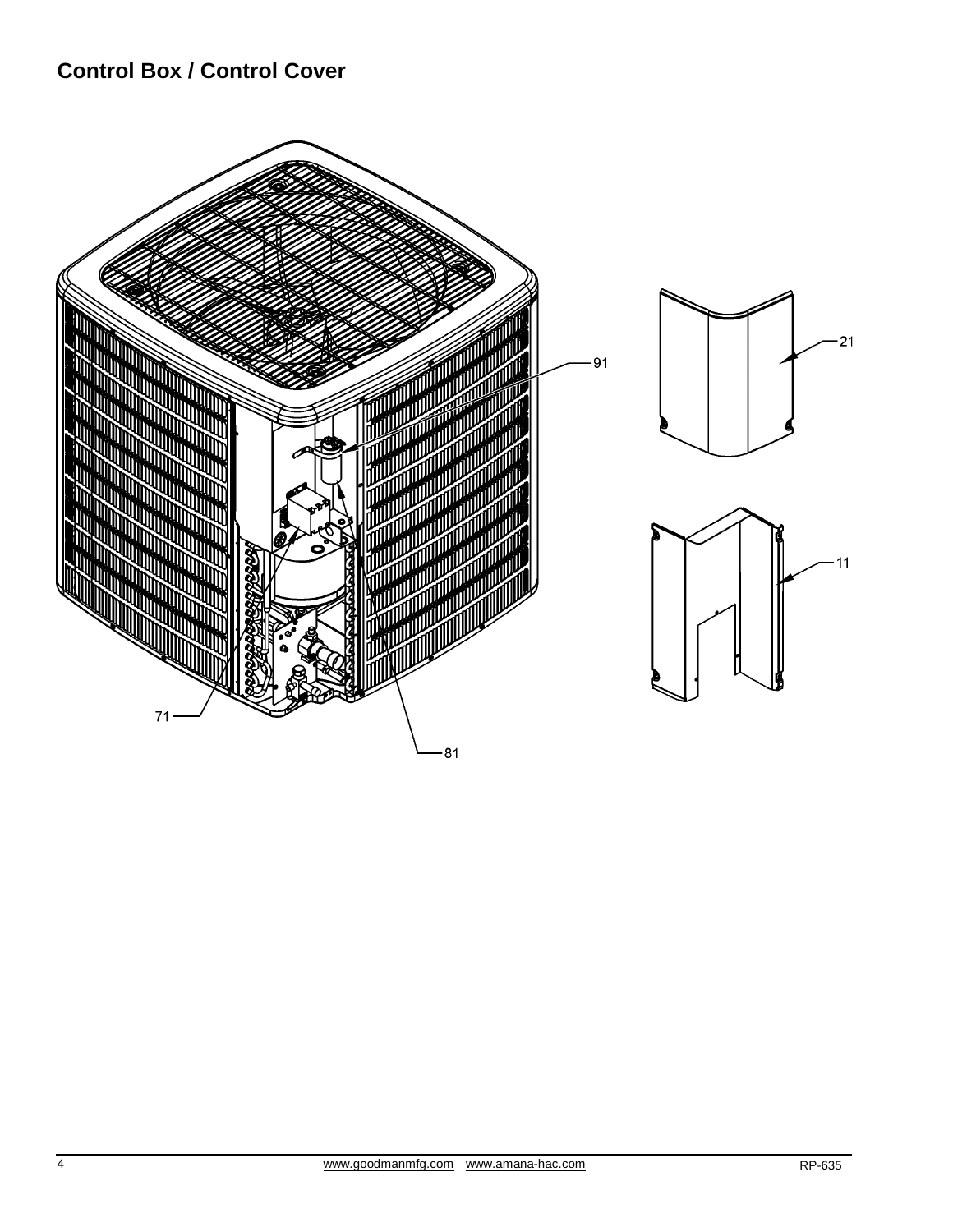## Control Box / Control Cover

91

21

11

71

81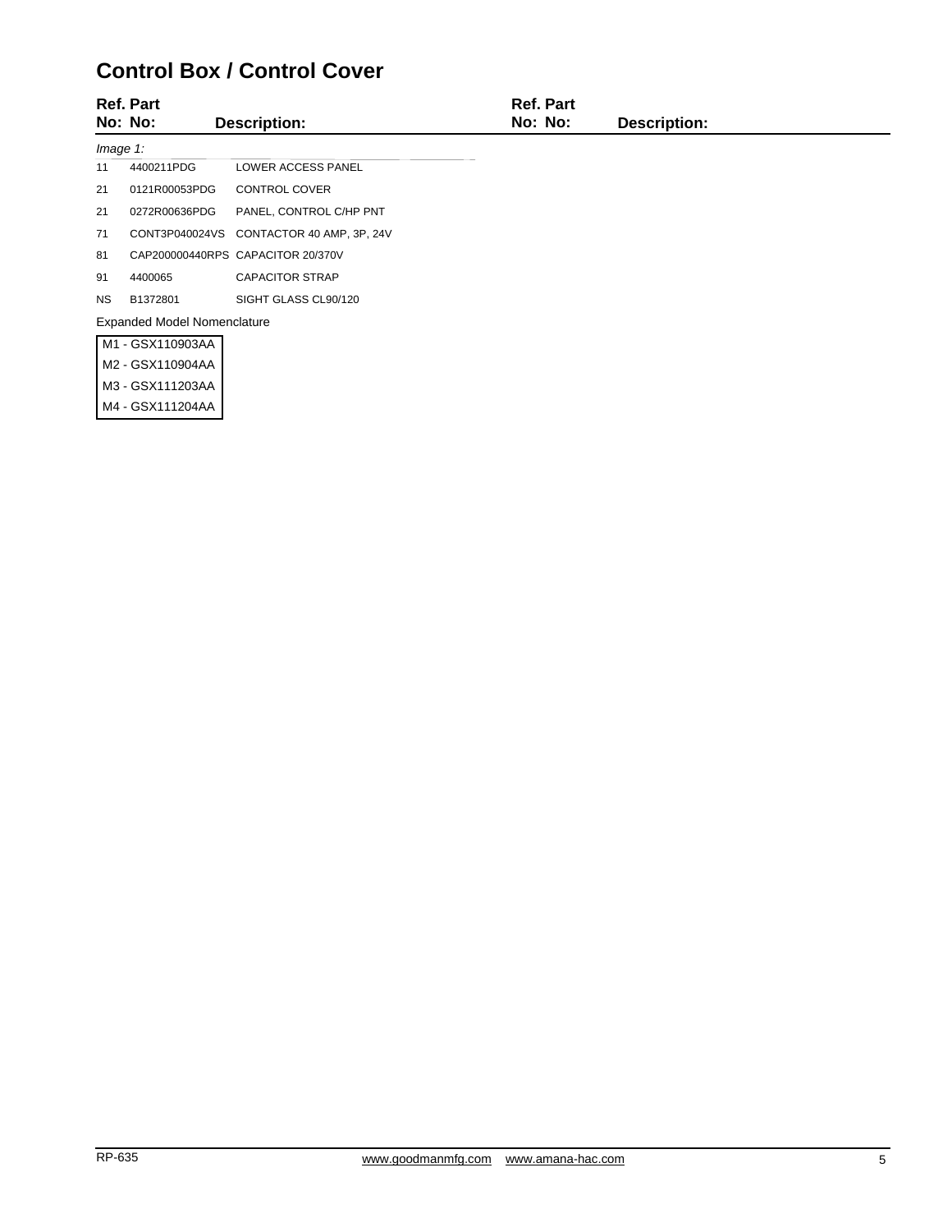# Control Box / Control Cover

| Ref. No: | Part No: | Description: |
|---|---|---|
| *Image 1:* | | |
| 11 | 4400211PDG | LOWER ACCESS PANEL |
| 21 | 0121R00053PDG | CONTROL COVER |
| 21 | 0272R00636PDG | PANEL, CONTROL C/HP PNT |
| 71 | CONT3P040024VS | CONTACTOR 40 AMP, 3P, 24V |
| 81 | CAP200000440RPS | CAPACITOR 20/370V |
| 91 | 4400065 | CAPACITOR STRAP |
| NS | B1372801 | SIGHT GLASS CL90/120 |

Expanded Model Nomenclature

| |
|---|
| M1 - GSX110903AA |
| M2 - GSX110904AA |
| M3 - GSX111203AA |
| M4 - GSX111204AA |

RP-635 www.goodmanmfg.com www.amana-hac.com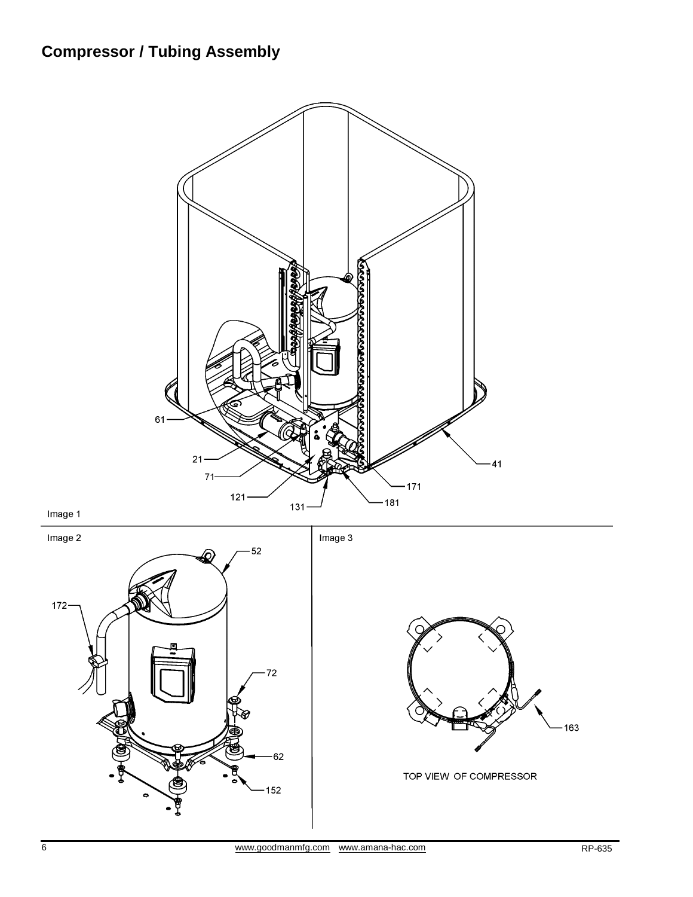## Compressor / Tubing Assembly

61

21

71

121

131

181

171

41

Image 1

Image 2

52

172

72

62

152

Image 3

163

TOP VIEW OF COMPRESSOR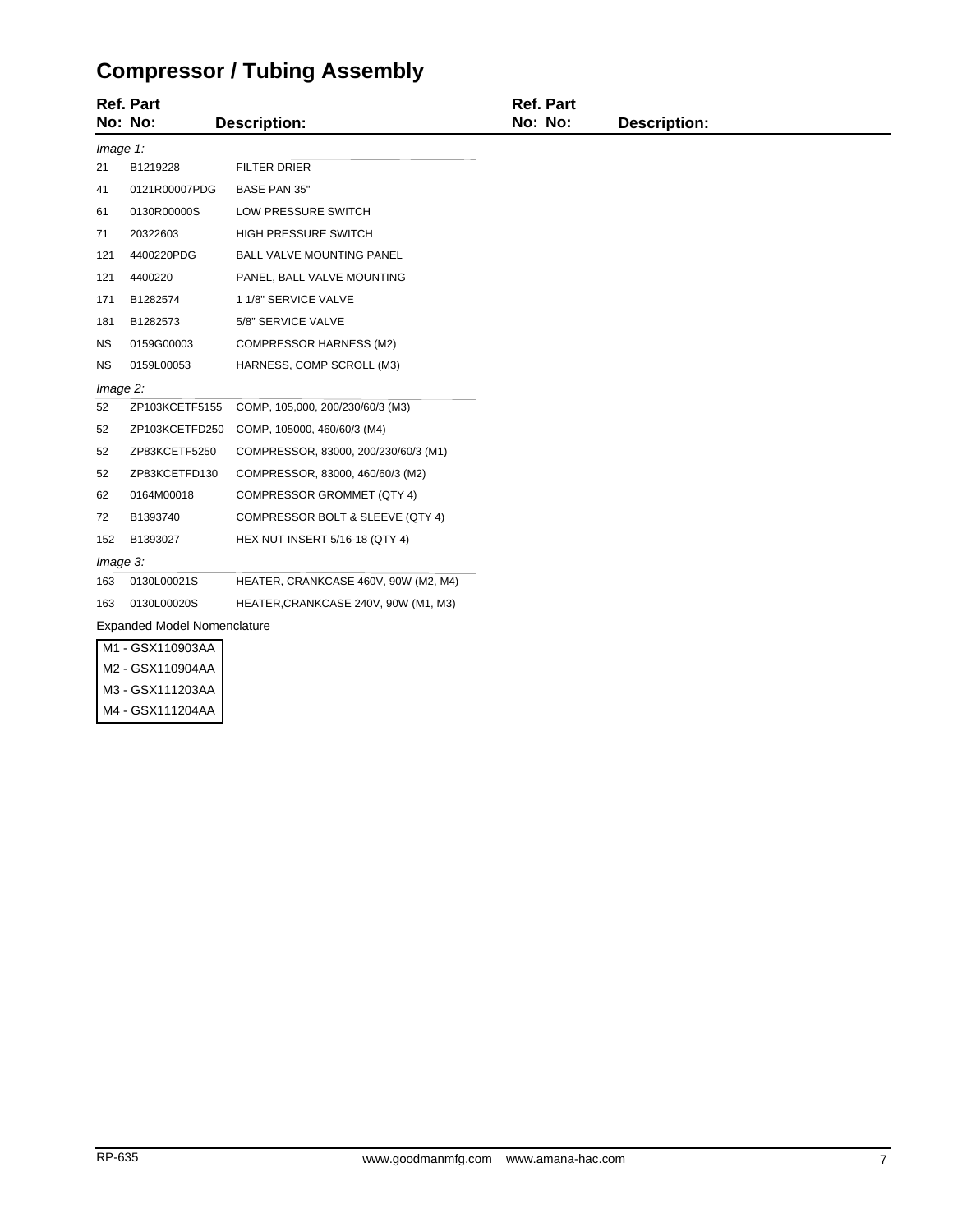# Compressor / Tubing Assembly

| Ref. No: | Part No: | Description: |
|---|---|---|
| *Image 1:* | | |
| 21 | B1219228 | FILTER DRIER |
| 41 | 0121R00007PDG | BASE PAN 35" |
| 61 | 0130R00000S | LOW PRESSURE SWITCH |
| 71 | 20322603 | HIGH PRESSURE SWITCH |
| 121 | 4400220PDG | BALL VALVE MOUNTING PANEL |
| 121 | 4400220 | PANEL, BALL VALVE MOUNTING |
| 171 | B1282574 | 1 1/8" SERVICE VALVE |
| 181 | B1282573 | 5/8" SERVICE VALVE |
| NS | 0159G00003 | COMPRESSOR HARNESS (M2) |
| NS | 0159L00053 | HARNESS, COMP SCROLL (M3) |
| *Image 2:* | | |
| 52 | ZP103KCETF5155 | COMP, 105,000, 200/230/60/3 (M3) |
| 52 | ZP103KCETFD250 | COMP, 105000, 460/60/3 (M4) |
| 52 | ZP83KCETF5250 | COMPRESSOR, 83000, 200/230/60/3 (M1) |
| 52 | ZP83KCETFD130 | COMPRESSOR, 83000, 460/60/3 (M2) |
| 62 | 0164M00018 | COMPRESSOR GROMMET (QTY 4) |
| 72 | B1393740 | COMPRESSOR BOLT & SLEEVE (QTY 4) |
| 152 | B1393027 | HEX NUT INSERT 5/16-18 (QTY 4) |
| *Image 3:* | | |
| 163 | 0130L00021S | HEATER, CRANKCASE 460V, 90W (M2, M4) |
| 163 | 0130L00020S | HEATER,CRANKCASE 240V, 90W (M1, M3) |

Expanded Model Nomenclature

| |
|---|
| M1 - GSX110903AA |
| M2 - GSX110904AA |
| M3 - GSX111203AA |
| M4 - GSX111204AA |

RP-635 www.goodmanmfg.com www.amana-hac.com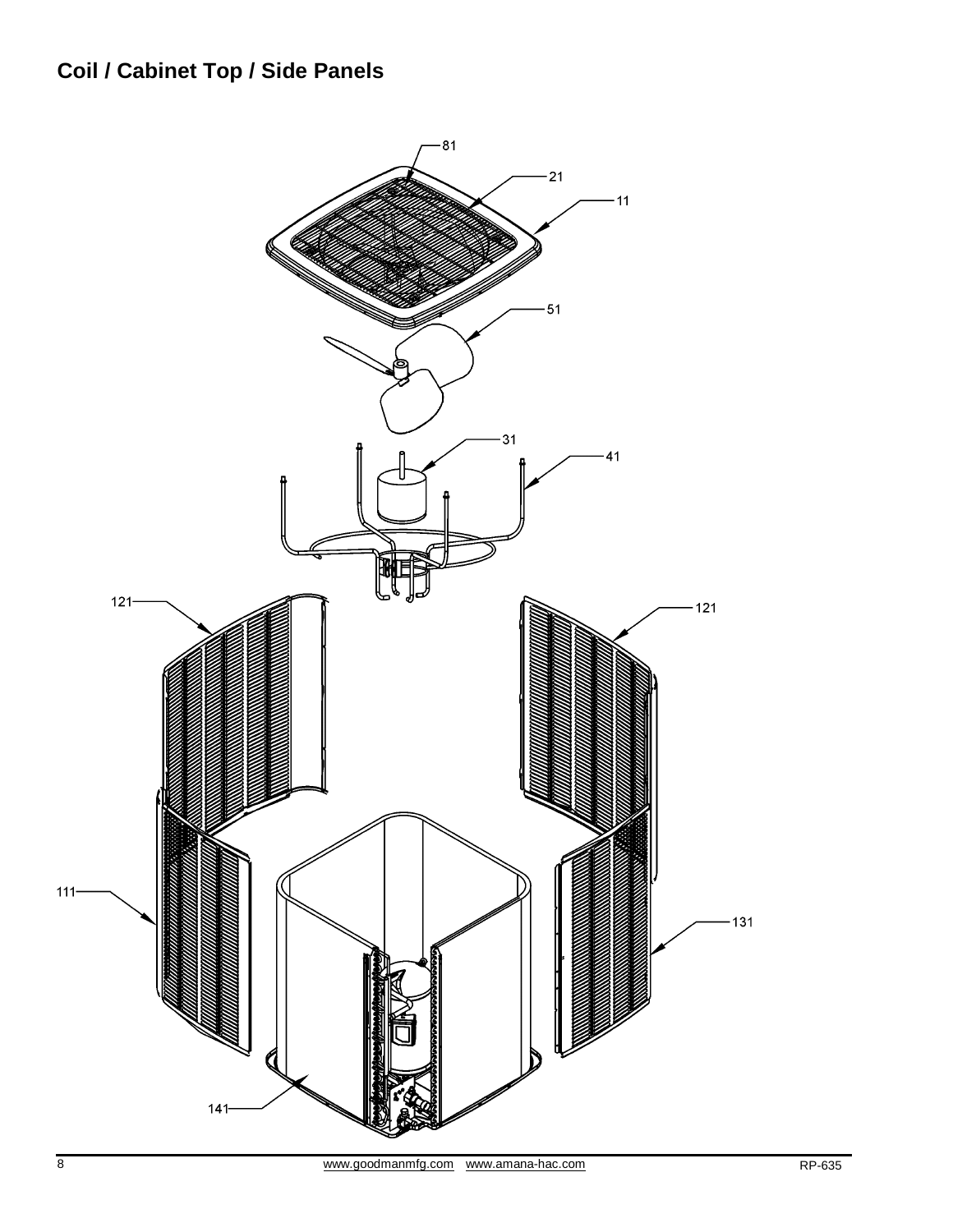## Coil / Cabinet Top / Side Panels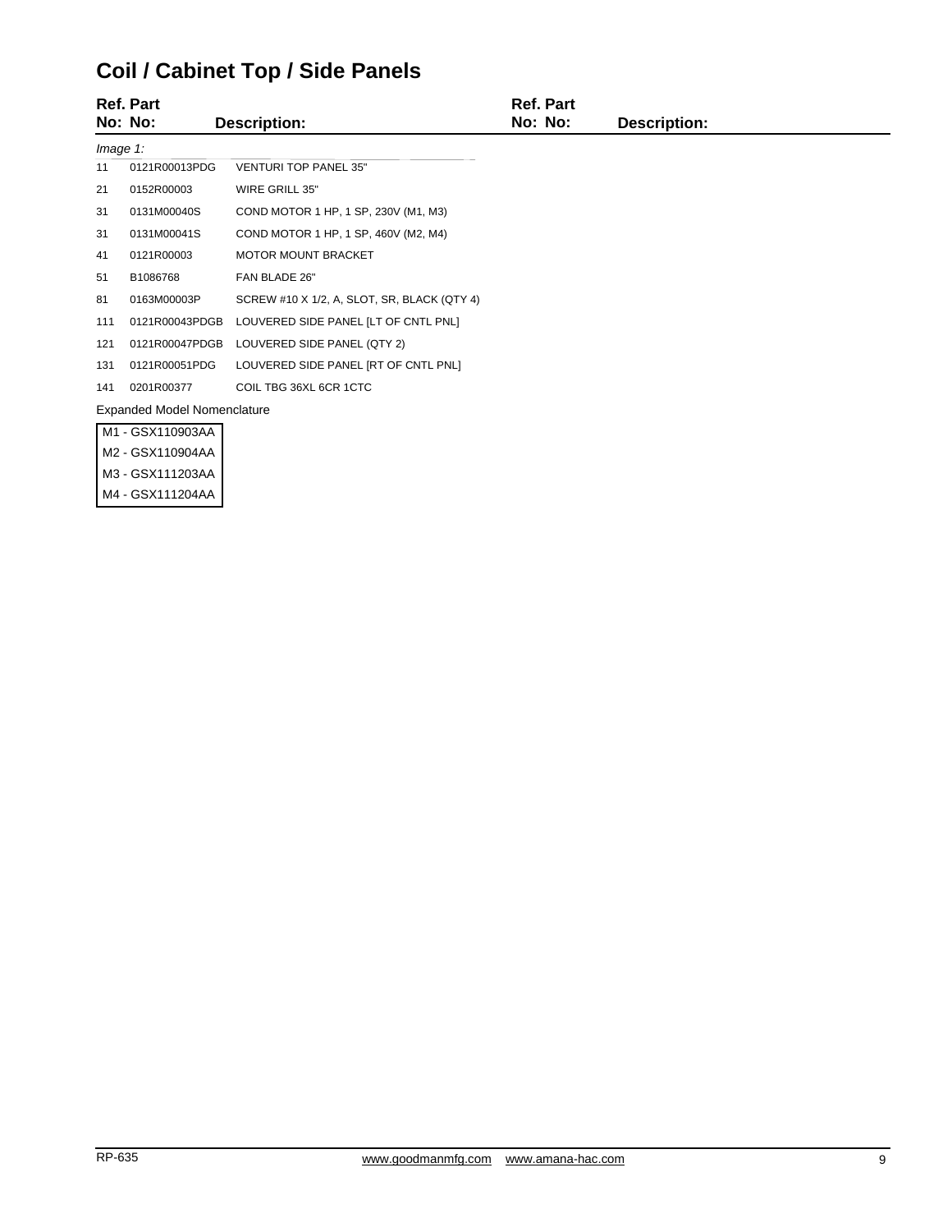# Coil / Cabinet Top / Side Panels

| Ref. No: | Part No: | Description: |
|---|---|---|
| *Image 1:* | | |
| 11 | 0121R00013PDG | VENTURI TOP PANEL 35" |
| 21 | 0152R00003 | WIRE GRILL 35" |
| 31 | 0131M00040S | COND MOTOR 1 HP, 1 SP, 230V (M1, M3) |
| 31 | 0131M00041S | COND MOTOR 1 HP, 1 SP, 460V (M2, M4) |
| 41 | 0121R00003 | MOTOR MOUNT BRACKET |
| 51 | B1086768 | FAN BLADE 26" |
| 81 | 0163M00003P | SCREW #10 X 1/2, A, SLOT, SR, BLACK (QTY 4) |
| 111 | 0121R00043PDGB | LOUVERED SIDE PANEL [LT OF CNTL PNL] |
| 121 | 0121R00047PDGB | LOUVERED SIDE PANEL (QTY 2) |
| 131 | 0121R00051PDG | LOUVERED SIDE PANEL [RT OF CNTL PNL] |
| 141 | 0201R00377 | COIL TBG 36XL 6CR 1CTC |

Expanded Model Nomenclature

M1 - GSX110903AA
M2 - GSX110904AA
M3 - GSX111203AA
M4 - GSX111204AA